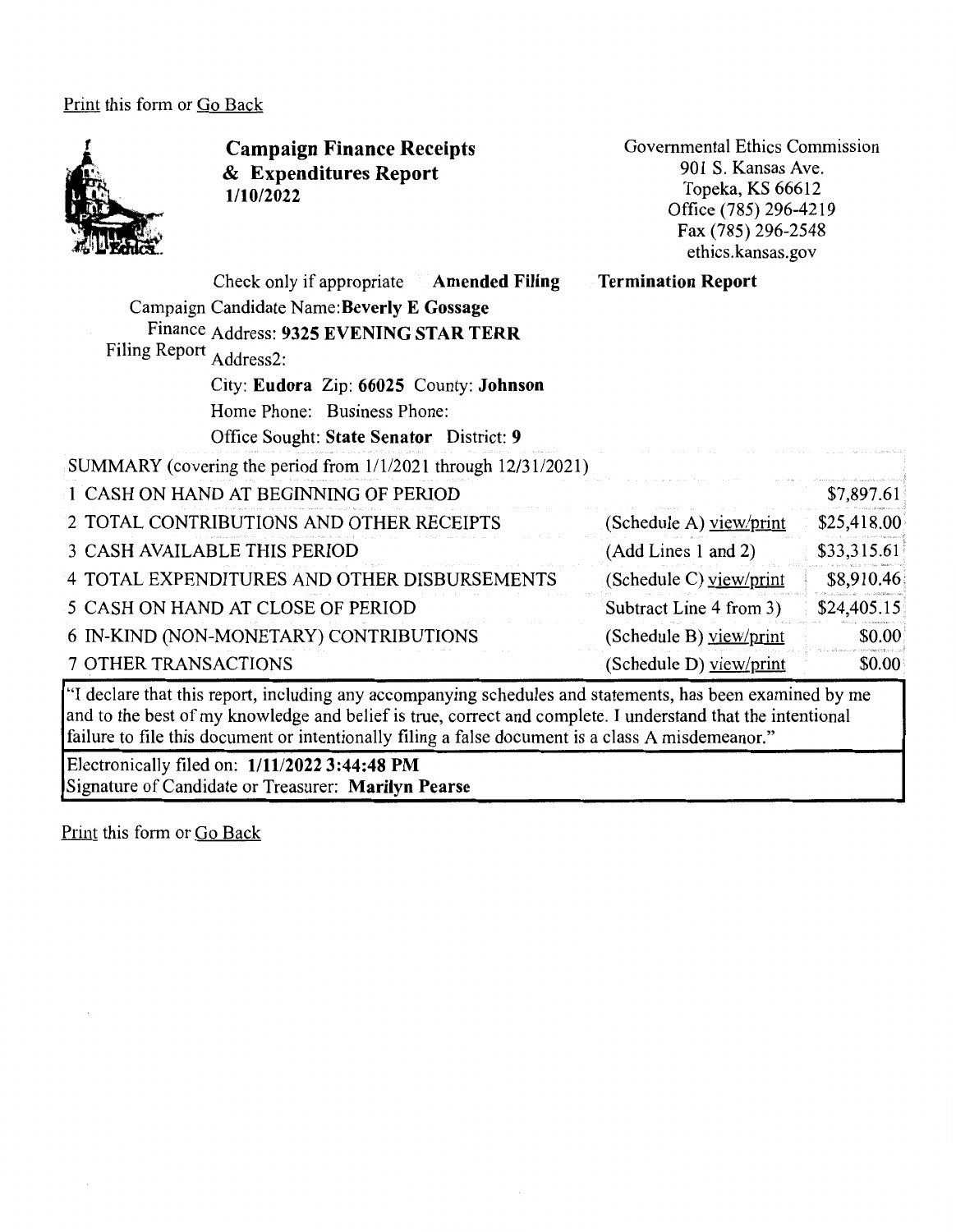Print this form or Go Back

# Campaign Finance Receipts & Expenditures Report
**1/10/2022**

Governmental Ethics Commission
901 S. Kansas Ave.
Topeka, KS 66612
Office (785) 296-4219
Fax (785) 296-2548
ethics.kansas.gov

Check only if appropriate **Amended Filing** **Termination Report**

Campaign Finance Filing Report

Candidate Name: **Beverly E Gossage**
Address: **9325 EVENING STAR TERR**
Address2:
City: **Eudora** Zip: **66025** County: **Johnson**
Home Phone: Business Phone:
Office Sought: **State Senator** District: **9**

| SUMMARY (covering the period from 1/1/2021 through 12/31/2021) | | |
|---|---|---|
| 1 CASH ON HAND AT BEGINNING OF PERIOD | | $7,897.61 |
| 2 TOTAL CONTRIBUTIONS AND OTHER RECEIPTS | (Schedule A) view/print | $25,418.00 |
| 3 CASH AVAILABLE THIS PERIOD | (Add Lines 1 and 2) | $33,315.61 |
| 4 TOTAL EXPENDITURES AND OTHER DISBURSEMENTS | (Schedule C) view/print | $8,910.46 |
| 5 CASH ON HAND AT CLOSE OF PERIOD | Subtract Line 4 from 3) | $24,405.15 |
| 6 IN-KIND (NON-MONETARY) CONTRIBUTIONS | (Schedule B) view/print | $0.00 |
| 7 OTHER TRANSACTIONS | (Schedule D) view/print | $0.00 |

"I declare that this report, including any accompanying schedules and statements, has been examined by me and to the best of my knowledge and belief is true, correct and complete. I understand that the intentional failure to file this document or intentionally filing a false document is a class A misdemeanor."

Electronically filed on: **1/11/2022 3:44:48 PM**
Signature of Candidate or Treasurer: **Marilyn Pearse**

Print this form or Go Back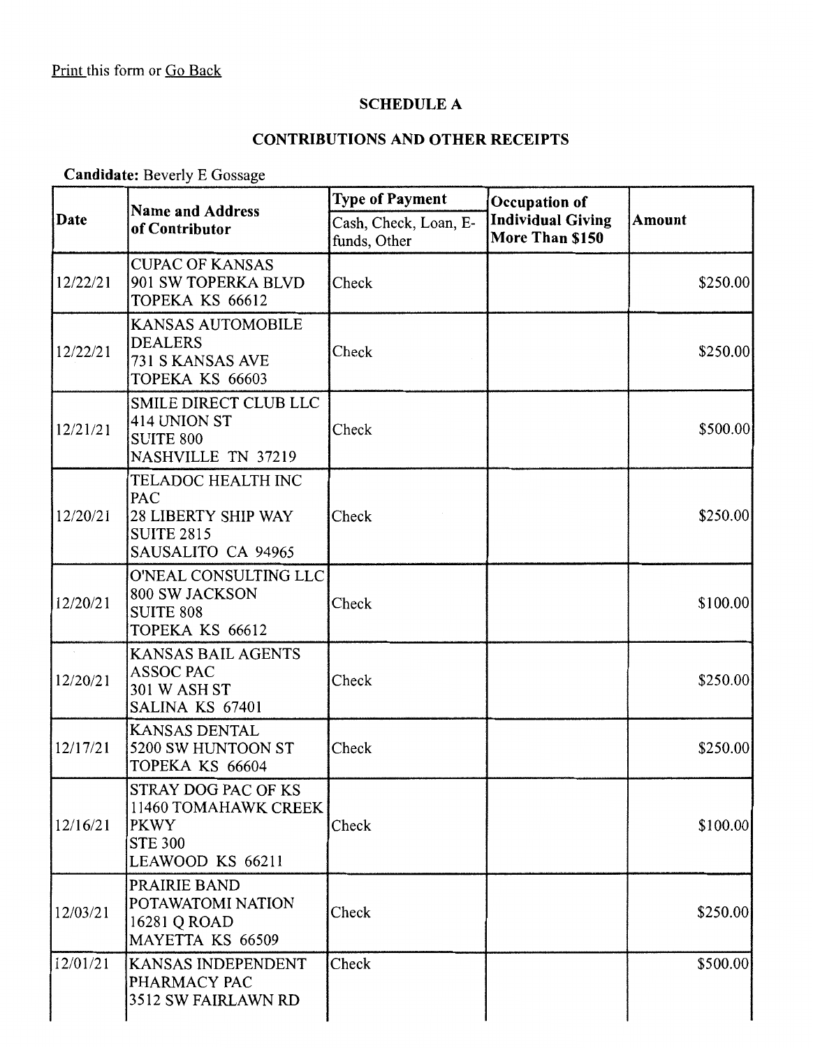Print this form or Go Back

## SCHEDULE A

## CONTRIBUTIONS AND OTHER RECEIPTS

**Candidate:** Beverly E Gossage

| Date | Name and Address of Contributor | Type of Payment | Occupation of Individual Giving More Than $150 | Amount |
|---|---|---|---|---|
| | | Cash, Check, Loan, E-funds, Other | | |
| 12/22/21 | CUPAC OF KANSAS<br>901 SW TOPERKA BLVD<br>TOPEKA KS 66612 | Check | | $250.00 |
| 12/22/21 | KANSAS AUTOMOBILE DEALERS<br>731 S KANSAS AVE<br>TOPEKA KS 66603 | Check | | $250.00 |
| 12/21/21 | SMILE DIRECT CLUB LLC<br>414 UNION ST<br>SUITE 800<br>NASHVILLE TN 37219 | Check | | $500.00 |
| 12/20/21 | TELADOC HEALTH INC PAC<br>28 LIBERTY SHIP WAY<br>SUITE 2815<br>SAUSALITO CA 94965 | Check | | $250.00 |
| 12/20/21 | O'NEAL CONSULTING LLC<br>800 SW JACKSON<br>SUITE 808<br>TOPEKA KS 66612 | Check | | $100.00 |
| 12/20/21 | KANSAS BAIL AGENTS ASSOC PAC<br>301 W ASH ST<br>SALINA KS 67401 | Check | | $250.00 |
| 12/17/21 | KANSAS DENTAL<br>5200 SW HUNTOON ST<br>TOPEKA KS 66604 | Check | | $250.00 |
| 12/16/21 | STRAY DOG PAC OF KS<br>11460 TOMAHAWK CREEK PKWY<br>STE 300<br>LEAWOOD KS 66211 | Check | | $100.00 |
| 12/03/21 | PRAIRIE BAND POTAWATOMI NATION<br>16281 Q ROAD<br>MAYETTA KS 66509 | Check | | $250.00 |
| 12/01/21 | KANSAS INDEPENDENT PHARMACY PAC<br>3512 SW FAIRLAWN RD | Check | | $500.00 |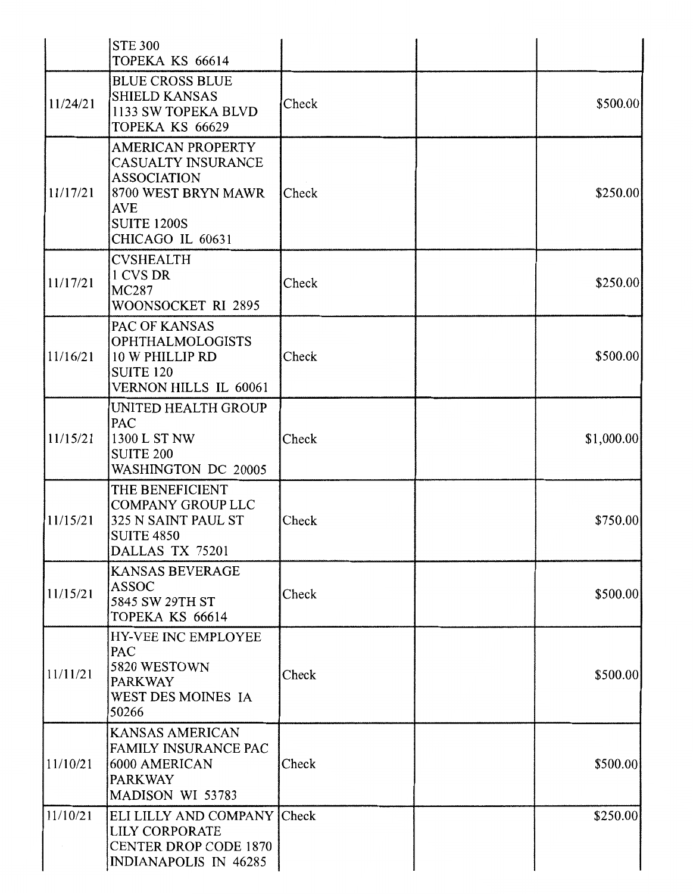| | | | | |
|---|---|---|---|---|
| | STE 300<br>TOPEKA KS 66614 | | | |
| 11/24/21 | BLUE CROSS BLUE SHIELD KANSAS<br>1133 SW TOPEKA BLVD<br>TOPEKA KS 66629 | Check | | $500.00 |
| 11/17/21 | AMERICAN PROPERTY CASUALTY INSURANCE ASSOCIATION<br>8700 WEST BRYN MAWR AVE<br>SUITE 1200S<br>CHICAGO IL 60631 | Check | | $250.00 |
| 11/17/21 | CVSHEALTH<br>1 CVS DR<br>MC287<br>WOONSOCKET RI 2895 | Check | | $250.00 |
| 11/16/21 | PAC OF KANSAS OPHTHALMOLOGISTS<br>10 W PHILLIP RD<br>SUITE 120<br>VERNON HILLS IL 60061 | Check | | $500.00 |
| 11/15/21 | UNITED HEALTH GROUP PAC<br>1300 L ST NW<br>SUITE 200<br>WASHINGTON DC 20005 | Check | | $1,000.00 |
| 11/15/21 | THE BENEFICIENT COMPANY GROUP LLC<br>325 N SAINT PAUL ST<br>SUITE 4850<br>DALLAS TX 75201 | Check | | $750.00 |
| 11/15/21 | KANSAS BEVERAGE ASSOC<br>5845 SW 29TH ST<br>TOPEKA KS 66614 | Check | | $500.00 |
| 11/11/21 | HY-VEE INC EMPLOYEE PAC<br>5820 WESTOWN PARKWAY<br>WEST DES MOINES IA 50266 | Check | | $500.00 |
| 11/10/21 | KANSAS AMERICAN FAMILY INSURANCE PAC<br>6000 AMERICAN PARKWAY<br>MADISON WI 53783 | Check | | $500.00 |
| 11/10/21 | ELI LILLY AND COMPANY<br>LILY CORPORATE CENTER DROP CODE 1870<br>INDIANAPOLIS IN 46285 | Check | | $250.00 |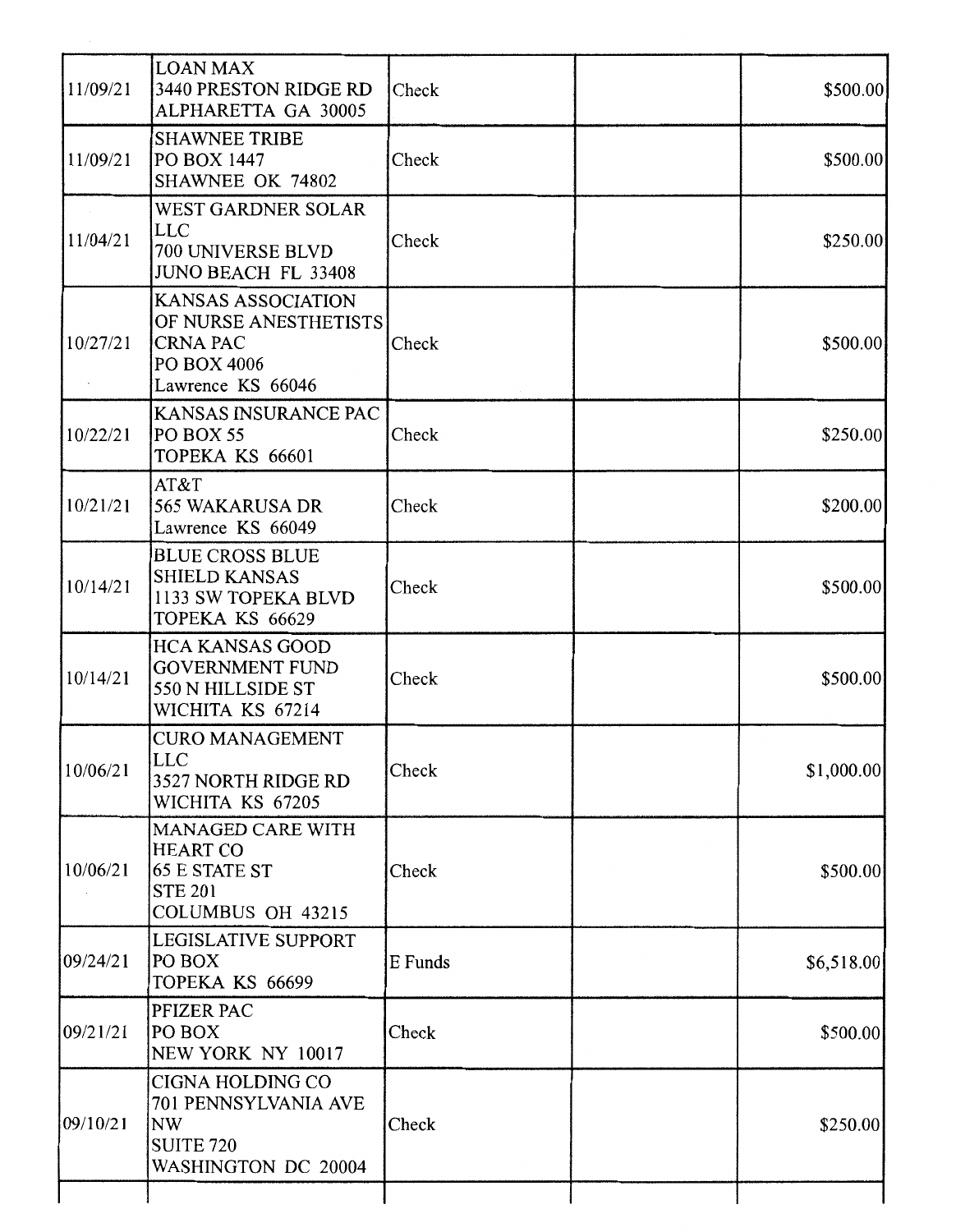| | | | | |
|---|---|---|---|---|
| 11/09/21 | LOAN MAX<br>3440 PRESTON RIDGE RD<br>ALPHARETTA GA 30005 | Check | | $500.00 |
| 11/09/21 | SHAWNEE TRIBE<br>PO BOX 1447<br>SHAWNEE OK 74802 | Check | | $500.00 |
| 11/04/21 | WEST GARDNER SOLAR LLC<br>700 UNIVERSE BLVD<br>JUNO BEACH FL 33408 | Check | | $250.00 |
| 10/27/21 | KANSAS ASSOCIATION OF NURSE ANESTHETISTS CRNA PAC<br>PO BOX 4006<br>Lawrence KS 66046 | Check | | $500.00 |
| 10/22/21 | KANSAS INSURANCE PAC<br>PO BOX 55<br>TOPEKA KS 66601 | Check | | $250.00 |
| 10/21/21 | AT&T<br>565 WAKARUSA DR<br>Lawrence KS 66049 | Check | | $200.00 |
| 10/14/21 | BLUE CROSS BLUE SHIELD KANSAS<br>1133 SW TOPEKA BLVD<br>TOPEKA KS 66629 | Check | | $500.00 |
| 10/14/21 | HCA KANSAS GOOD GOVERNMENT FUND<br>550 N HILLSIDE ST<br>WICHITA KS 67214 | Check | | $500.00 |
| 10/06/21 | CURO MANAGEMENT LLC<br>3527 NORTH RIDGE RD<br>WICHITA KS 67205 | Check | | $1,000.00 |
| 10/06/21 | MANAGED CARE WITH HEART CO<br>65 E STATE ST<br>STE 201<br>COLUMBUS OH 43215 | Check | | $500.00 |
| 09/24/21 | LEGISLATIVE SUPPORT<br>PO BOX<br>TOPEKA KS 66699 | E Funds | | $6,518.00 |
| 09/21/21 | PFIZER PAC<br>PO BOX<br>NEW YORK NY 10017 | Check | | $500.00 |
| 09/10/21 | CIGNA HOLDING CO<br>701 PENNSYLVANIA AVE NW<br>SUITE 720<br>WASHINGTON DC 20004 | Check | | $250.00 |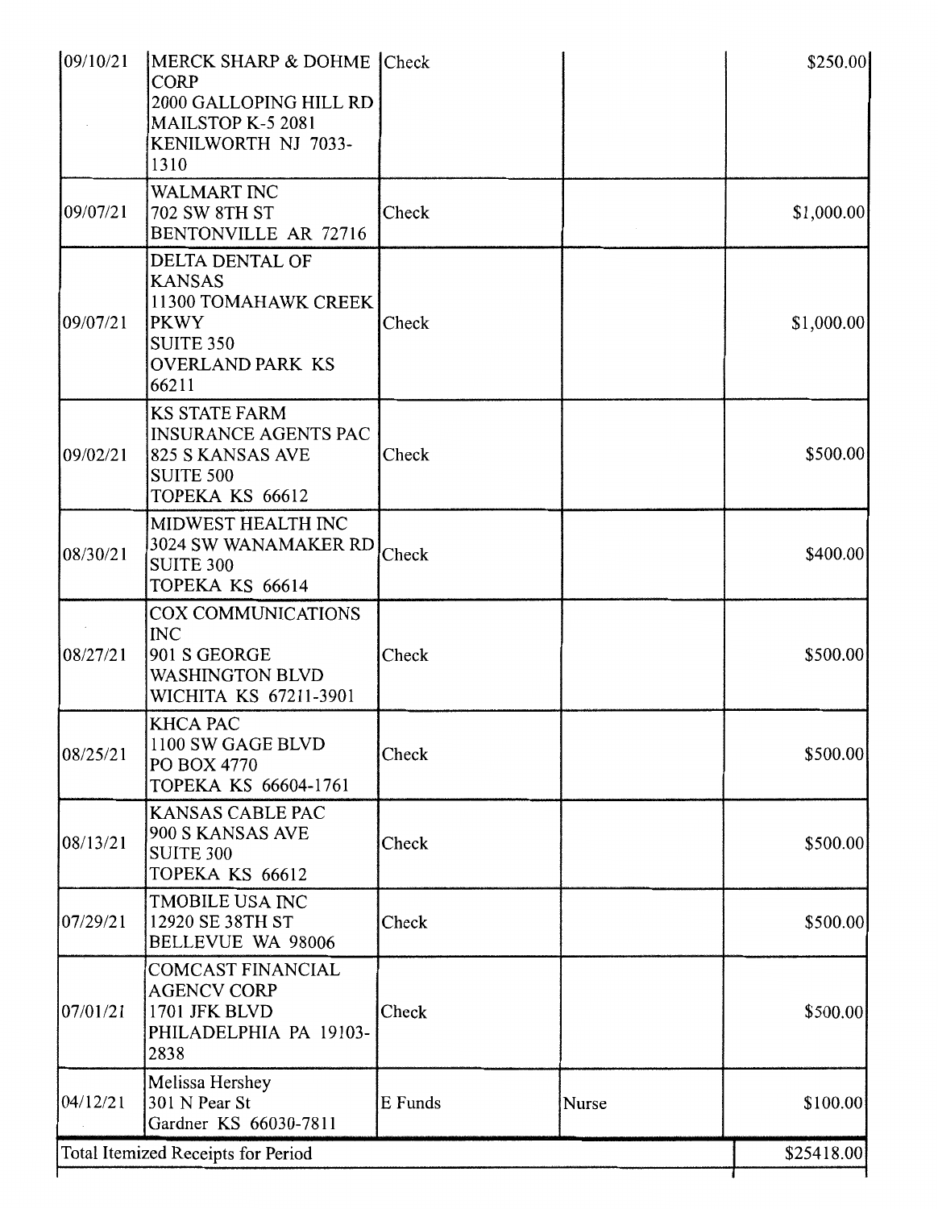| | | | | |
|---|---|---|---|---|
| 09/10/21 | MERCK SHARP & DOHME CORP 2000 GALLOPING HILL RD MAILSTOP K-5 2081 KENILWORTH NJ 7033-1310 | Check | | $250.00 |
| 09/07/21 | WALMART INC 702 SW 8TH ST BENTONVILLE AR 72716 | Check | | $1,000.00 |
| 09/07/21 | DELTA DENTAL OF KANSAS 11300 TOMAHAWK CREEK PKWY SUITE 350 OVERLAND PARK KS 66211 | Check | | $1,000.00 |
| 09/02/21 | KS STATE FARM INSURANCE AGENTS PAC 825 S KANSAS AVE SUITE 500 TOPEKA KS 66612 | Check | | $500.00 |
| 08/30/21 | MIDWEST HEALTH INC 3024 SW WANAMAKER RD SUITE 300 TOPEKA KS 66614 | Check | | $400.00 |
| 08/27/21 | COX COMMUNICATIONS INC 901 S GEORGE WASHINGTON BLVD WICHITA KS 67211-3901 | Check | | $500.00 |
| 08/25/21 | KHCA PAC 1100 SW GAGE BLVD PO BOX 4770 TOPEKA KS 66604-1761 | Check | | $500.00 |
| 08/13/21 | KANSAS CABLE PAC 900 S KANSAS AVE SUITE 300 TOPEKA KS 66612 | Check | | $500.00 |
| 07/29/21 | TMOBILE USA INC 12920 SE 38TH ST BELLEVUE WA 98006 | Check | | $500.00 |
| 07/01/21 | COMCAST FINANCIAL AGENCV CORP 1701 JFK BLVD PHILADELPHIA PA 19103-2838 | Check | | $500.00 |
| 04/12/21 | Melissa Hershey 301 N Pear St Gardner KS 66030-7811 | E Funds | Nurse | $100.00 |
| Total Itemized Receipts for Period | | | | $25418.00 |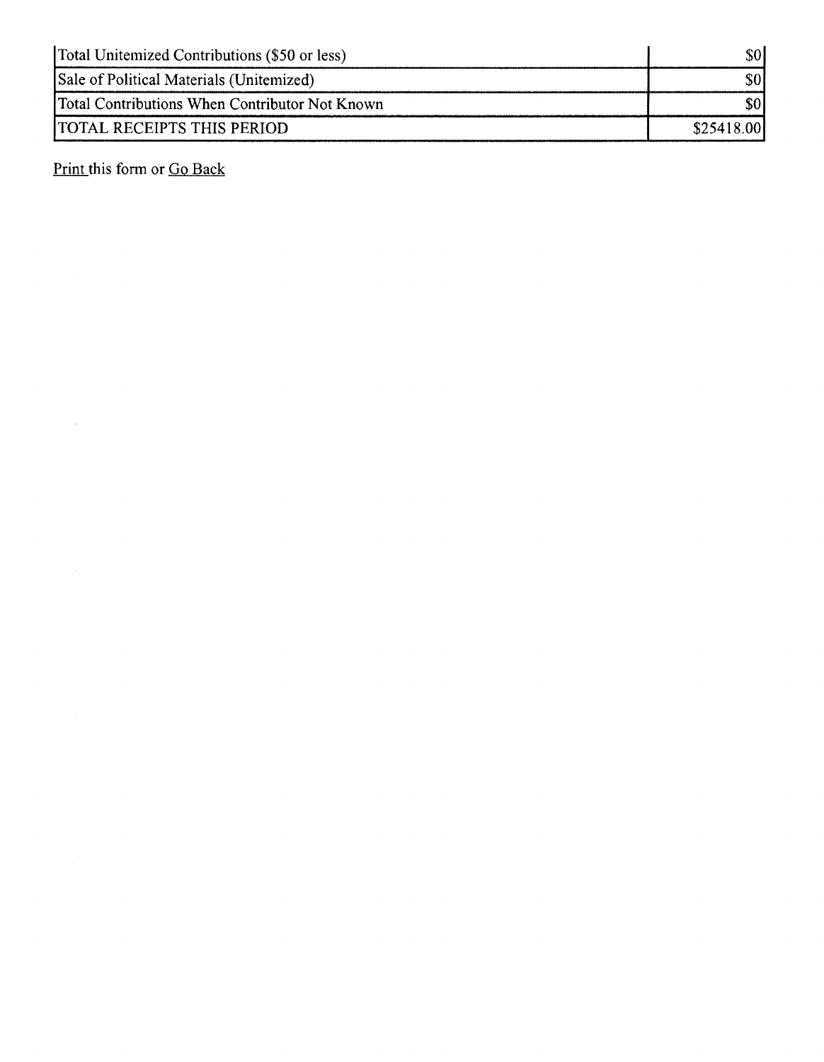| | |
|---|---|
| Total Unitemized Contributions ($50 or less) | $0 |
| Sale of Political Materials (Unitemized) | $0 |
| Total Contributions When Contributor Not Known | $0 |
| TOTAL RECEIPTS THIS PERIOD | $25418.00 |

Print this form or Go Back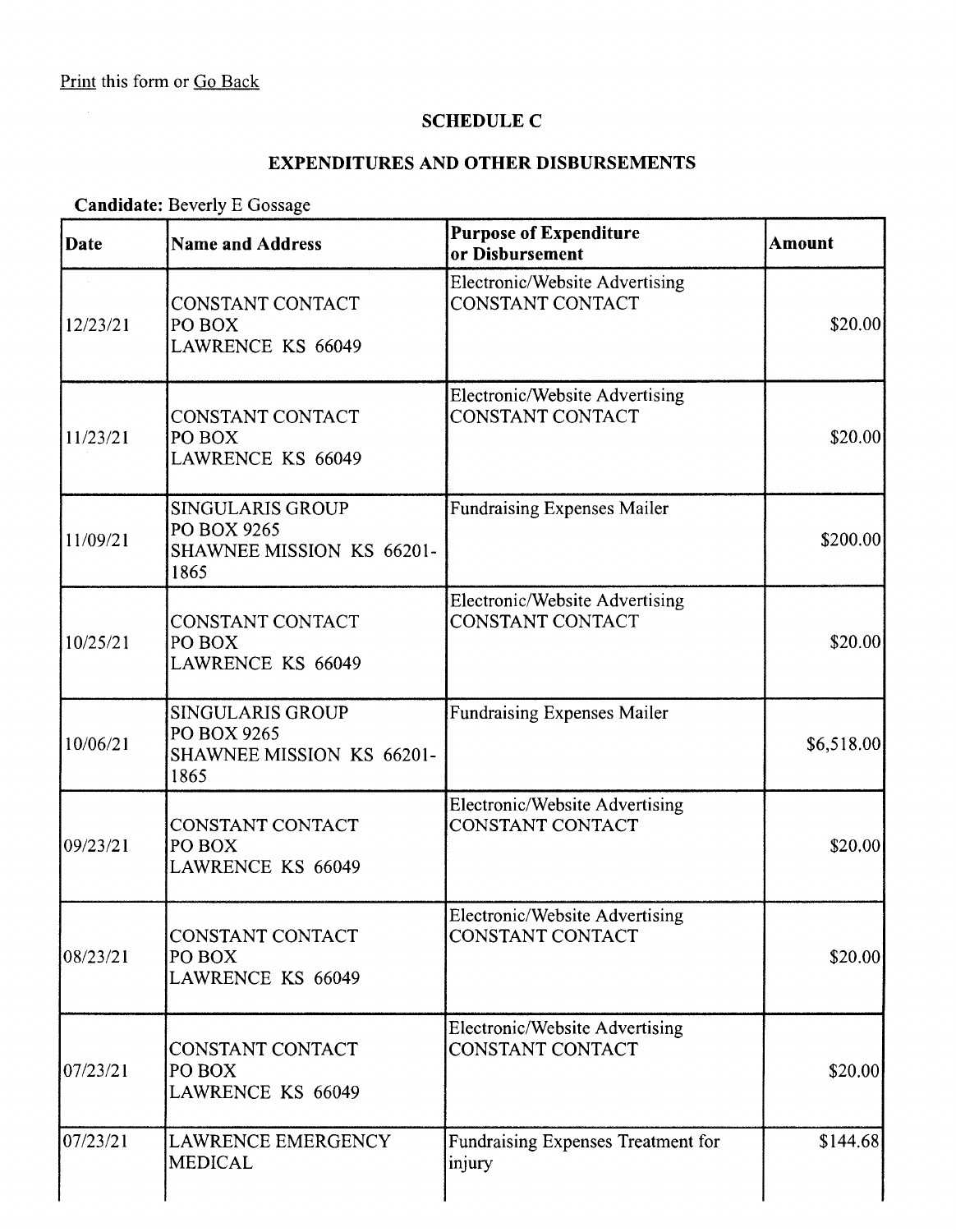Print this form or Go Back

## SCHEDULE C

## EXPENDITURES AND OTHER DISBURSEMENTS

**Candidate:** Beverly E Gossage

| Date | Name and Address | Purpose of Expenditure or Disbursement | Amount |
|---|---|---|---|
| 12/23/21 | CONSTANT CONTACT<br>PO BOX<br>LAWRENCE KS 66049 | Electronic/Website Advertising CONSTANT CONTACT | $20.00 |
| 11/23/21 | CONSTANT CONTACT<br>PO BOX<br>LAWRENCE KS 66049 | Electronic/Website Advertising CONSTANT CONTACT | $20.00 |
| 11/09/21 | SINGULARIS GROUP<br>PO BOX 9265<br>SHAWNEE MISSION KS 66201-1865 | Fundraising Expenses Mailer | $200.00 |
| 10/25/21 | CONSTANT CONTACT<br>PO BOX<br>LAWRENCE KS 66049 | Electronic/Website Advertising CONSTANT CONTACT | $20.00 |
| 10/06/21 | SINGULARIS GROUP<br>PO BOX 9265<br>SHAWNEE MISSION KS 66201-1865 | Fundraising Expenses Mailer | $6,518.00 |
| 09/23/21 | CONSTANT CONTACT<br>PO BOX<br>LAWRENCE KS 66049 | Electronic/Website Advertising CONSTANT CONTACT | $20.00 |
| 08/23/21 | CONSTANT CONTACT<br>PO BOX<br>LAWRENCE KS 66049 | Electronic/Website Advertising CONSTANT CONTACT | $20.00 |
| 07/23/21 | CONSTANT CONTACT<br>PO BOX<br>LAWRENCE KS 66049 | Electronic/Website Advertising CONSTANT CONTACT | $20.00 |
| 07/23/21 | LAWRENCE EMERGENCY MEDICAL | Fundraising Expenses Treatment for injury | $144.68 |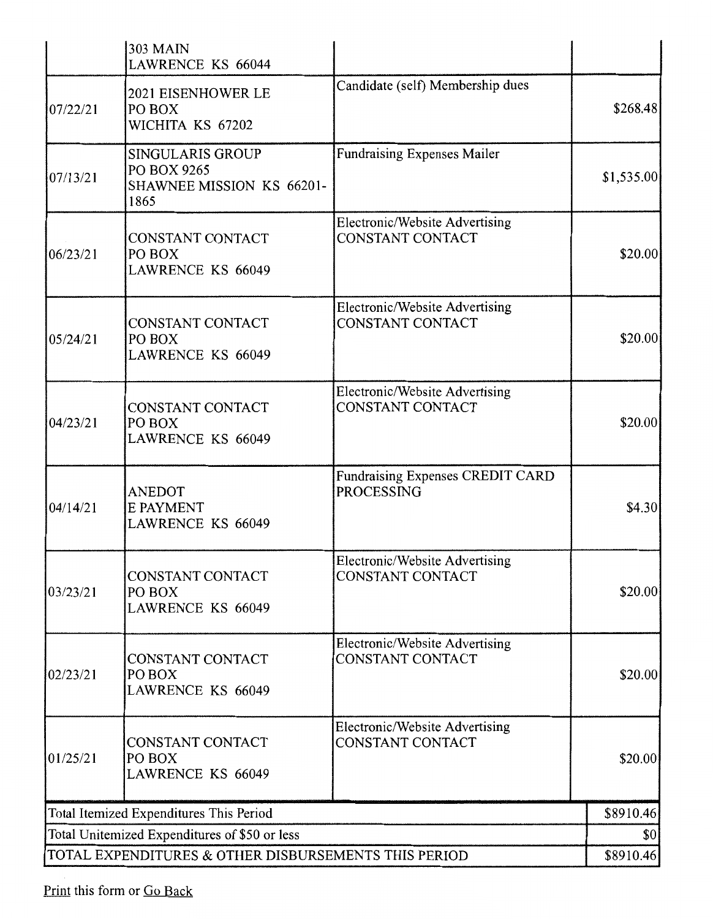| | | | |
|---|---|---|---|
| | 303 MAIN<br>LAWRENCE KS 66044 | | |
| 07/22/21 | 2021 EISENHOWER LE<br>PO BOX<br>WICHITA KS 67202 | Candidate (self) Membership dues | $268.48 |
| 07/13/21 | SINGULARIS GROUP<br>PO BOX 9265<br>SHAWNEE MISSION KS 66201-1865 | Fundraising Expenses Mailer | $1,535.00 |
| 06/23/21 | CONSTANT CONTACT<br>PO BOX<br>LAWRENCE KS 66049 | Electronic/Website Advertising CONSTANT CONTACT | $20.00 |
| 05/24/21 | CONSTANT CONTACT<br>PO BOX<br>LAWRENCE KS 66049 | Electronic/Website Advertising CONSTANT CONTACT | $20.00 |
| 04/23/21 | CONSTANT CONTACT<br>PO BOX<br>LAWRENCE KS 66049 | Electronic/Website Advertising CONSTANT CONTACT | $20.00 |
| 04/14/21 | ANEDOT<br>E PAYMENT<br>LAWRENCE KS 66049 | Fundraising Expenses CREDIT CARD PROCESSING | $4.30 |
| 03/23/21 | CONSTANT CONTACT<br>PO BOX<br>LAWRENCE KS 66049 | Electronic/Website Advertising CONSTANT CONTACT | $20.00 |
| 02/23/21 | CONSTANT CONTACT<br>PO BOX<br>LAWRENCE KS 66049 | Electronic/Website Advertising CONSTANT CONTACT | $20.00 |
| 01/25/21 | CONSTANT CONTACT<br>PO BOX<br>LAWRENCE KS 66049 | Electronic/Website Advertising CONSTANT CONTACT | $20.00 |
| Total Itemized Expenditures This Period | | | $8910.46 |
| Total Unitemized Expenditures of $50 or less | | | $0 |
| TOTAL EXPENDITURES & OTHER DISBURSEMENTS THIS PERIOD | | | $8910.46 |

Print this form or Go Back